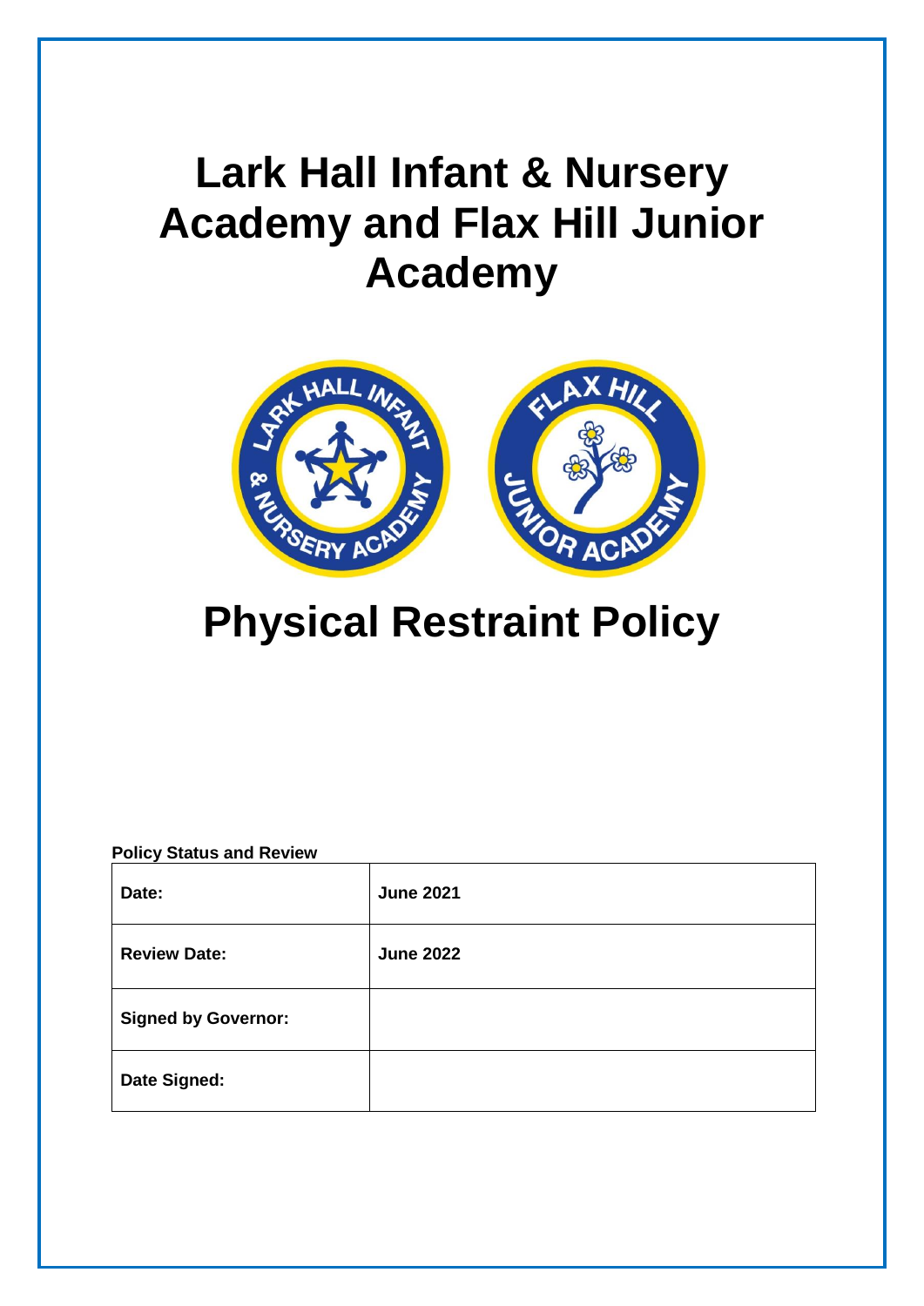# Lark Hall Infant & Nursery Academy and Flax Hill Junior Academy

# Physical Restraint Policy

**Policy Status and Review**

| | |
|---|---|
| **Date:** | **June 2021** |
| **Review Date:** | **June 2022** |
| **Signed by Governor:** | |
| **Date Signed:** | |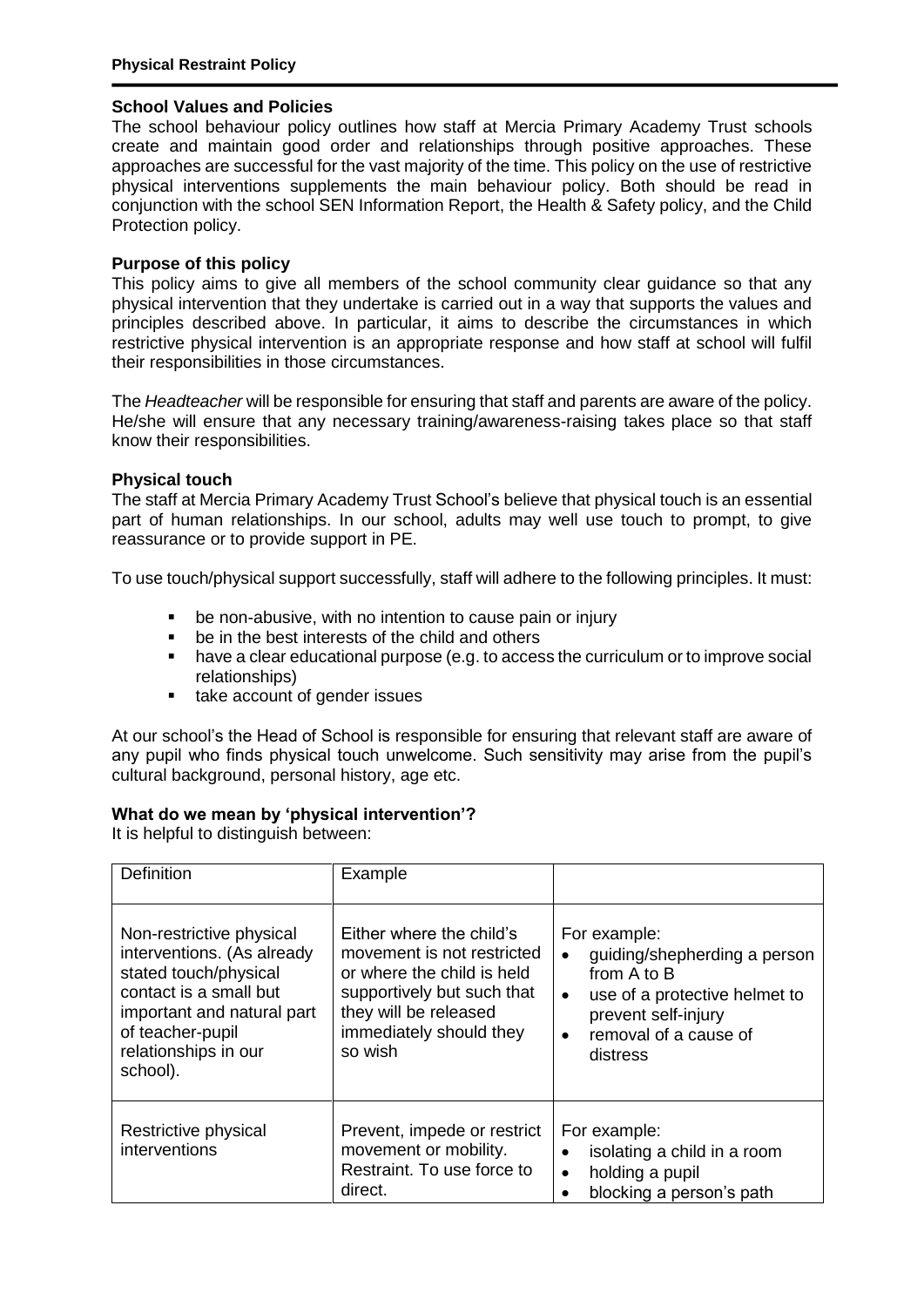### School Values and Policies

The school behaviour policy outlines how staff at Mercia Primary Academy Trust schools create and maintain good order and relationships through positive approaches. These approaches are successful for the vast majority of the time. This policy on the use of restrictive physical interventions supplements the main behaviour policy. Both should be read in conjunction with the school SEN Information Report, the Health & Safety policy, and the Child Protection policy.

### Purpose of this policy

This policy aims to give all members of the school community clear guidance so that any physical intervention that they undertake is carried out in a way that supports the values and principles described above. In particular, it aims to describe the circumstances in which restrictive physical intervention is an appropriate response and how staff at school will fulfil their responsibilities in those circumstances.

The *Headteacher* will be responsible for ensuring that staff and parents are aware of the policy. He/she will ensure that any necessary training/awareness-raising takes place so that staff know their responsibilities.

### Physical touch

The staff at Mercia Primary Academy Trust School's believe that physical touch is an essential part of human relationships. In our school, adults may well use touch to prompt, to give reassurance or to provide support in PE.

To use touch/physical support successfully, staff will adhere to the following principles. It must:

- be non-abusive, with no intention to cause pain or injury
- be in the best interests of the child and others
- have a clear educational purpose (e.g. to access the curriculum or to improve social relationships)
- take account of gender issues

At our school's the Head of School is responsible for ensuring that relevant staff are aware of any pupil who finds physical touch unwelcome. Such sensitivity may arise from the pupil's cultural background, personal history, age etc.

### What do we mean by 'physical intervention'?

It is helpful to distinguish between:

| Definition | Example | |
|---|---|---|
| Non-restrictive physical interventions. (As already stated touch/physical contact is a small but important and natural part of teacher-pupil relationships in our school). | Either where the child's movement is not restricted or where the child is held supportively but such that they will be released immediately should they so wish | For example:<br>• guiding/shepherding a person from A to B<br>• use of a protective helmet to prevent self-injury<br>• removal of a cause of distress |
| Restrictive physical interventions | Prevent, impede or restrict movement or mobility. Restraint. To use force to direct. | For example:<br>• isolating a child in a room<br>• holding a pupil<br>• blocking a person's path |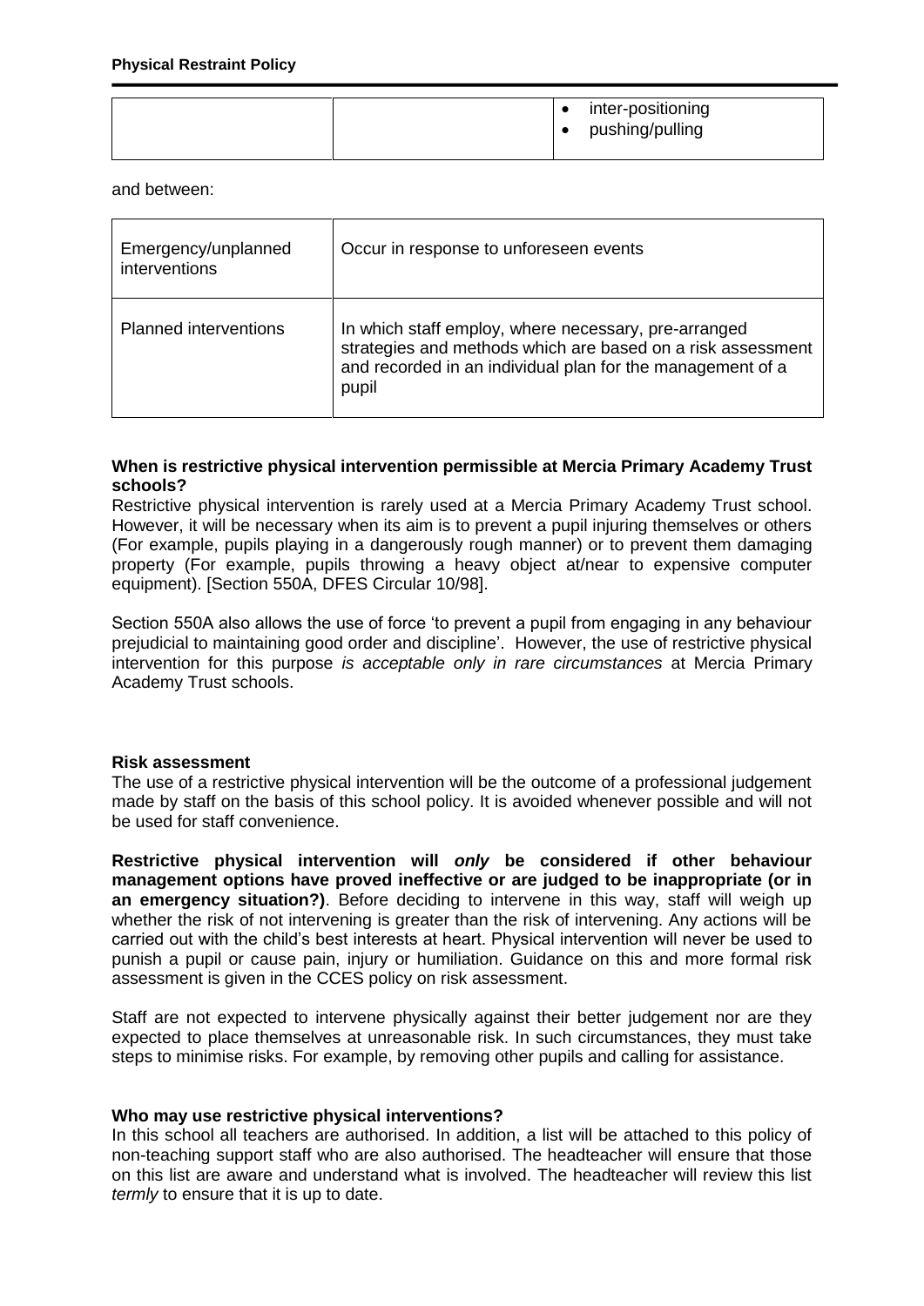| | | • inter-positioning<br>• pushing/pulling |
|---|---|---|

and between:

| Emergency/unplanned interventions | Occur in response to unforeseen events |
|---|---|
| Planned interventions | In which staff employ, where necessary, pre-arranged strategies and methods which are based on a risk assessment and recorded in an individual plan for the management of a pupil |

**When is restrictive physical intervention permissible at Mercia Primary Academy Trust schools?**

Restrictive physical intervention is rarely used at a Mercia Primary Academy Trust school. However, it will be necessary when its aim is to prevent a pupil injuring themselves or others (For example, pupils playing in a dangerously rough manner) or to prevent them damaging property (For example, pupils throwing a heavy object at/near to expensive computer equipment). [Section 550A, DFES Circular 10/98].

Section 550A also allows the use of force 'to prevent a pupil from engaging in any behaviour prejudicial to maintaining good order and discipline'. However, the use of restrictive physical intervention for this purpose *is acceptable only in rare circumstances* at Mercia Primary Academy Trust schools.

**Risk assessment**

The use of a restrictive physical intervention will be the outcome of a professional judgement made by staff on the basis of this school policy. It is avoided whenever possible and will not be used for staff convenience.

**Restrictive physical intervention will *only* be considered if other behaviour management options have proved ineffective or are judged to be inappropriate (or in an emergency situation?)**. Before deciding to intervene in this way, staff will weigh up whether the risk of not intervening is greater than the risk of intervening. Any actions will be carried out with the child's best interests at heart. Physical intervention will never be used to punish a pupil or cause pain, injury or humiliation. Guidance on this and more formal risk assessment is given in the CCES policy on risk assessment.

Staff are not expected to intervene physically against their better judgement nor are they expected to place themselves at unreasonable risk. In such circumstances, they must take steps to minimise risks. For example, by removing other pupils and calling for assistance.

**Who may use restrictive physical interventions?**

In this school all teachers are authorised. In addition, a list will be attached to this policy of non-teaching support staff who are also authorised. The headteacher will ensure that those on this list are aware and understand what is involved. The headteacher will review this list *termly* to ensure that it is up to date.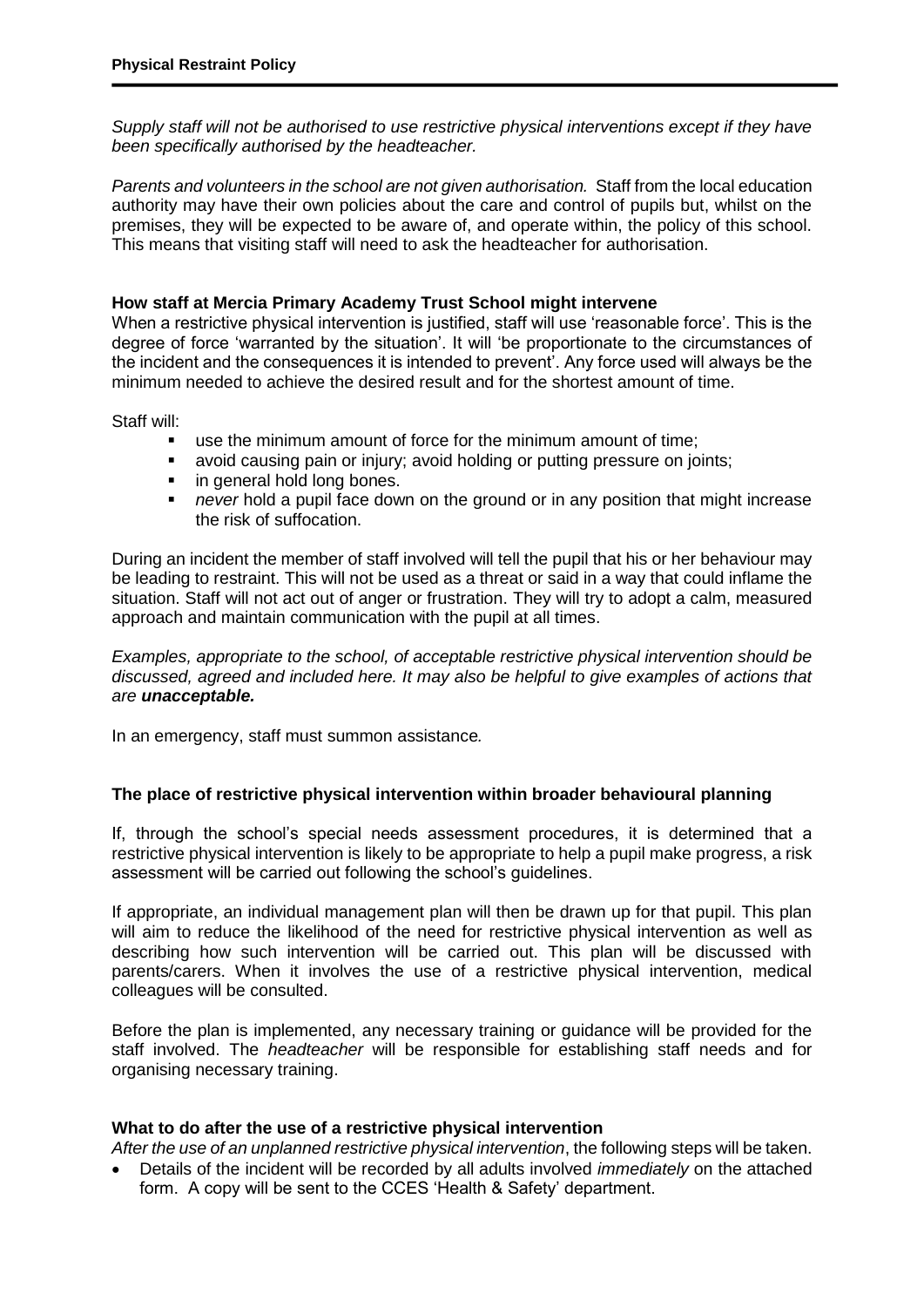*Supply staff will not be authorised to use restrictive physical interventions except if they have been specifically authorised by the headteacher.*

*Parents and volunteers in the school are not given authorisation.* Staff from the local education authority may have their own policies about the care and control of pupils but, whilst on the premises, they will be expected to be aware of, and operate within, the policy of this school. This means that visiting staff will need to ask the headteacher for authorisation.

**How staff at Mercia Primary Academy Trust School might intervene**

When a restrictive physical intervention is justified, staff will use 'reasonable force'. This is the degree of force 'warranted by the situation'. It will 'be proportionate to the circumstances of the incident and the consequences it is intended to prevent'. Any force used will always be the minimum needed to achieve the desired result and for the shortest amount of time.

Staff will:

- use the minimum amount of force for the minimum amount of time;
- avoid causing pain or injury; avoid holding or putting pressure on joints;
- in general hold long bones.
- *never* hold a pupil face down on the ground or in any position that might increase the risk of suffocation.

During an incident the member of staff involved will tell the pupil that his or her behaviour may be leading to restraint. This will not be used as a threat or said in a way that could inflame the situation. Staff will not act out of anger or frustration. They will try to adopt a calm, measured approach and maintain communication with the pupil at all times.

*Examples, appropriate to the school, of acceptable restrictive physical intervention should be discussed, agreed and included here. It may also be helpful to give examples of actions that are* ***unacceptable.***

In an emergency, staff must summon assistance*.*

**The place of restrictive physical intervention within broader behavioural planning**

If, through the school's special needs assessment procedures, it is determined that a restrictive physical intervention is likely to be appropriate to help a pupil make progress, a risk assessment will be carried out following the school's guidelines.

If appropriate, an individual management plan will then be drawn up for that pupil. This plan will aim to reduce the likelihood of the need for restrictive physical intervention as well as describing how such intervention will be carried out. This plan will be discussed with parents/carers. When it involves the use of a restrictive physical intervention, medical colleagues will be consulted.

Before the plan is implemented, any necessary training or guidance will be provided for the staff involved. The *headteacher* will be responsible for establishing staff needs and for organising necessary training.

**What to do after the use of a restrictive physical intervention**

*After the use of an unplanned restrictive physical intervention*, the following steps will be taken.

- Details of the incident will be recorded by all adults involved *immediately* on the attached form. A copy will be sent to the CCES 'Health & Safety' department.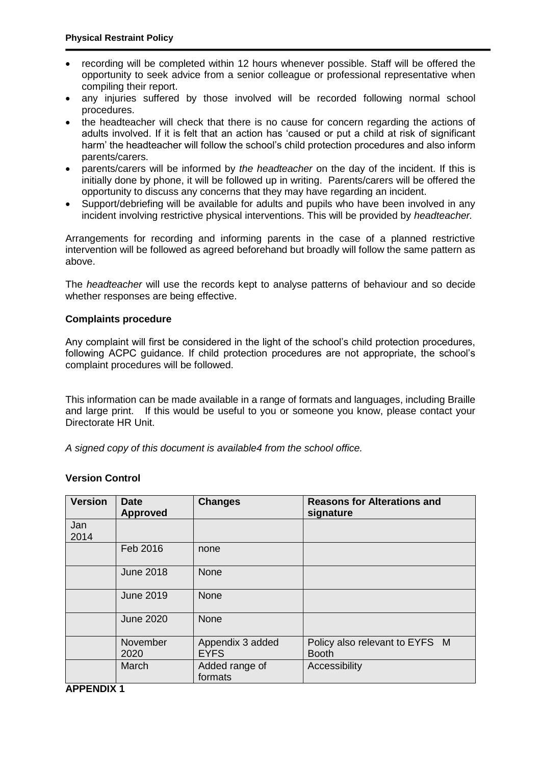- recording will be completed within 12 hours whenever possible. Staff will be offered the opportunity to seek advice from a senior colleague or professional representative when compiling their report.
- any injuries suffered by those involved will be recorded following normal school procedures.
- the headteacher will check that there is no cause for concern regarding the actions of adults involved. If it is felt that an action has 'caused or put a child at risk of significant harm' the headteacher will follow the school's child protection procedures and also inform parents/carers.
- parents/carers will be informed by *the headteacher* on the day of the incident. If this is initially done by phone, it will be followed up in writing. Parents/carers will be offered the opportunity to discuss any concerns that they may have regarding an incident.
- Support/debriefing will be available for adults and pupils who have been involved in any incident involving restrictive physical interventions. This will be provided by *headteacher.*

Arrangements for recording and informing parents in the case of a planned restrictive intervention will be followed as agreed beforehand but broadly will follow the same pattern as above.

The *headteacher* will use the records kept to analyse patterns of behaviour and so decide whether responses are being effective.

**Complaints procedure**

Any complaint will first be considered in the light of the school's child protection procedures, following ACPC guidance. If child protection procedures are not appropriate, the school's complaint procedures will be followed.

This information can be made available in a range of formats and languages, including Braille and large print. If this would be useful to you or someone you know, please contact your Directorate HR Unit.

*A signed copy of this document is available4 from the school office.*

**Version Control**

| Version | Date Approved | Changes | Reasons for Alterations and signature |
|---|---|---|---|
| Jan 2014 | | | |
| | Feb 2016 | none | |
| | June 2018 | None | |
| | June 2019 | None | |
| | June 2020 | None | |
| | November 2020 | Appendix 3 added EYFS | Policy also relevant to EYFS M Booth |
| | March | Added range of formats | Accessibility |

**APPENDIX 1**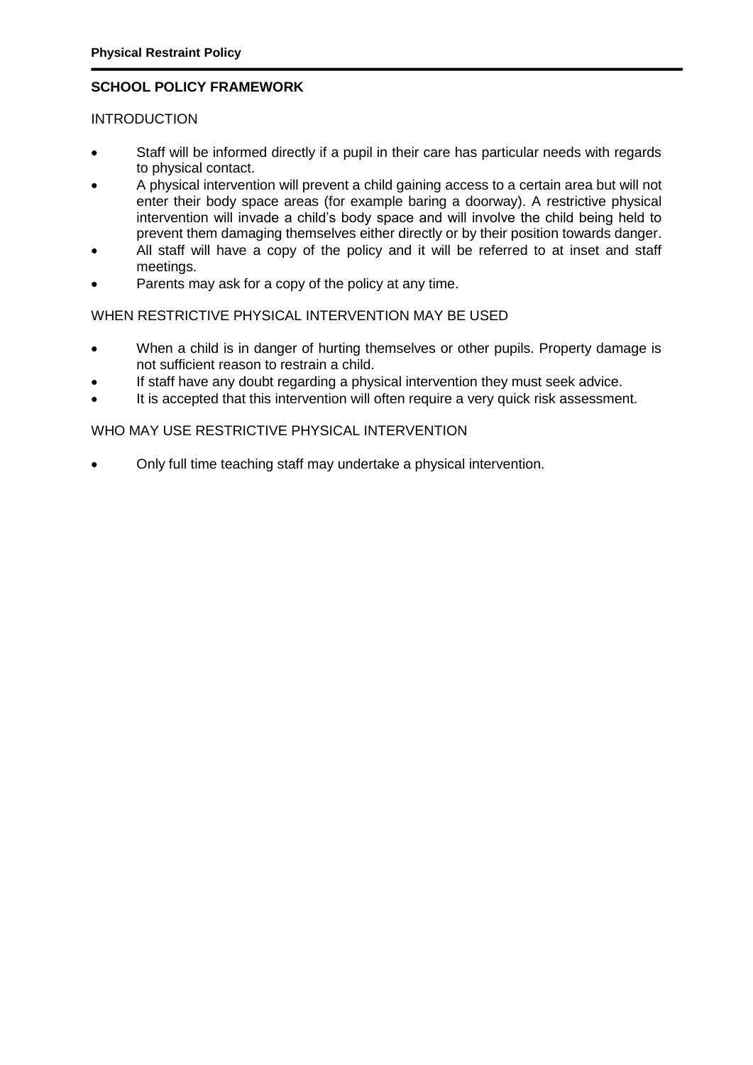## SCHOOL POLICY FRAMEWORK

INTRODUCTION

- Staff will be informed directly if a pupil in their care has particular needs with regards to physical contact.
- A physical intervention will prevent a child gaining access to a certain area but will not enter their body space areas (for example baring a doorway). A restrictive physical intervention will invade a child's body space and will involve the child being held to prevent them damaging themselves either directly or by their position towards danger.
- All staff will have a copy of the policy and it will be referred to at inset and staff meetings.
- Parents may ask for a copy of the policy at any time.

WHEN RESTRICTIVE PHYSICAL INTERVENTION MAY BE USED

- When a child is in danger of hurting themselves or other pupils. Property damage is not sufficient reason to restrain a child.
- If staff have any doubt regarding a physical intervention they must seek advice.
- It is accepted that this intervention will often require a very quick risk assessment.

WHO MAY USE RESTRICTIVE PHYSICAL INTERVENTION

- Only full time teaching staff may undertake a physical intervention.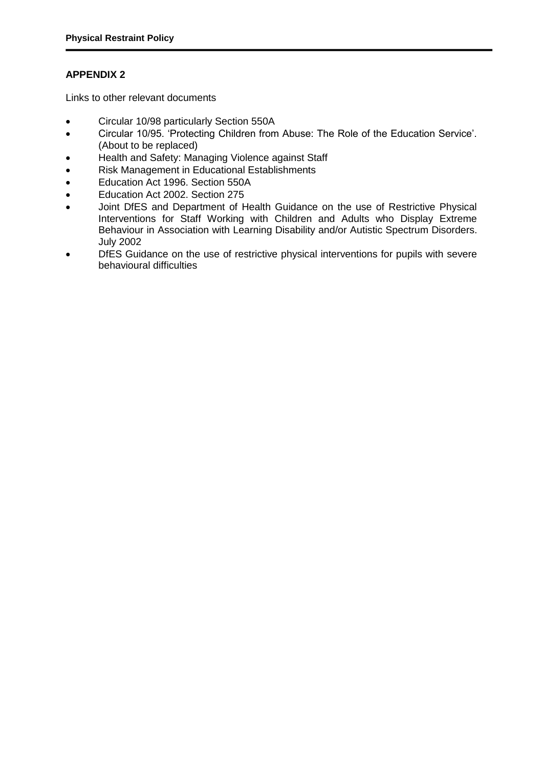## APPENDIX 2

Links to other relevant documents

- Circular 10/98 particularly Section 550A
- Circular 10/95. 'Protecting Children from Abuse: The Role of the Education Service'. (About to be replaced)
- Health and Safety: Managing Violence against Staff
- Risk Management in Educational Establishments
- Education Act 1996. Section 550A
- Education Act 2002. Section 275
- Joint DfES and Department of Health Guidance on the use of Restrictive Physical Interventions for Staff Working with Children and Adults who Display Extreme Behaviour in Association with Learning Disability and/or Autistic Spectrum Disorders. July 2002
- DfES Guidance on the use of restrictive physical interventions for pupils with severe behavioural difficulties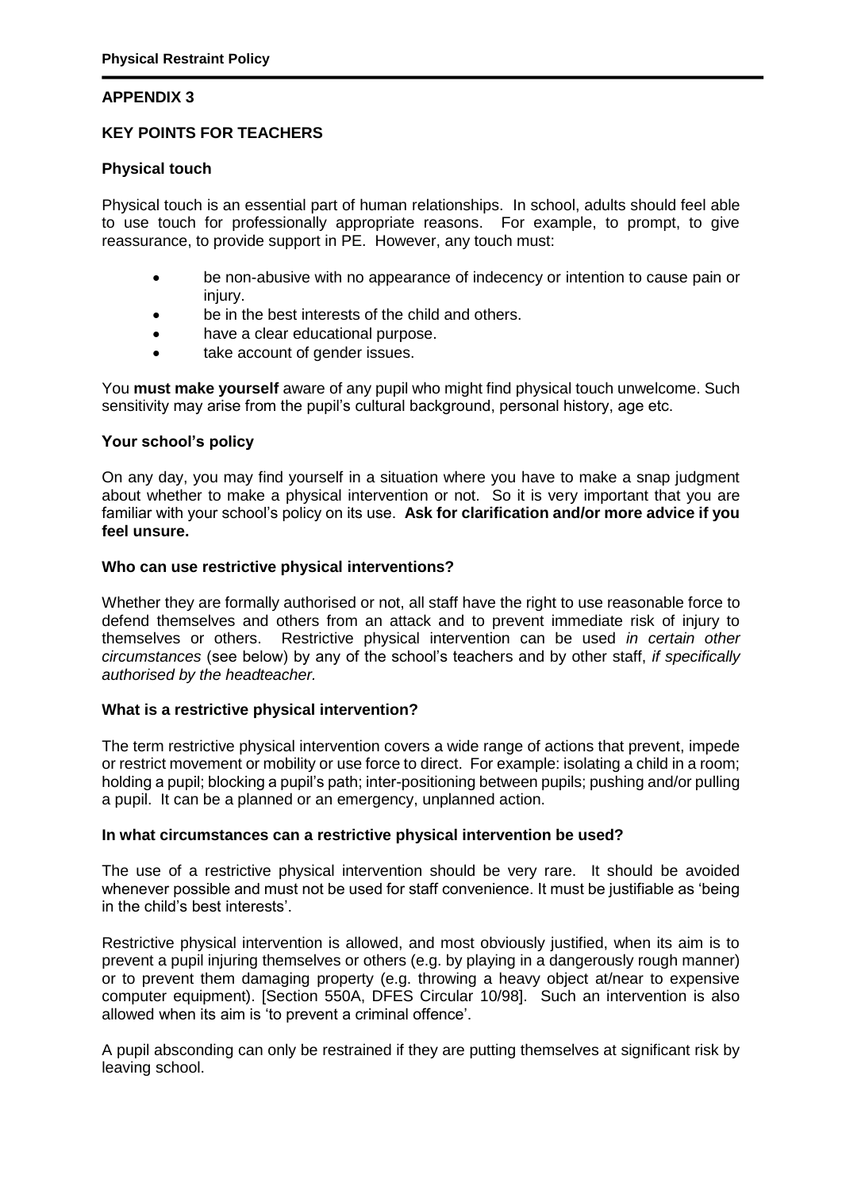## APPENDIX 3

### KEY POINTS FOR TEACHERS

**Physical touch**

Physical touch is an essential part of human relationships. In school, adults should feel able to use touch for professionally appropriate reasons. For example, to prompt, to give reassurance, to provide support in PE. However, any touch must:

- be non-abusive with no appearance of indecency or intention to cause pain or injury.
- be in the best interests of the child and others.
- have a clear educational purpose.
- take account of gender issues.

You **must make yourself** aware of any pupil who might find physical touch unwelcome. Such sensitivity may arise from the pupil's cultural background, personal history, age etc.

**Your school's policy**

On any day, you may find yourself in a situation where you have to make a snap judgment about whether to make a physical intervention or not. So it is very important that you are familiar with your school's policy on its use. **Ask for clarification and/or more advice if you feel unsure.**

**Who can use restrictive physical interventions?**

Whether they are formally authorised or not, all staff have the right to use reasonable force to defend themselves and others from an attack and to prevent immediate risk of injury to themselves or others. Restrictive physical intervention can be used *in certain other circumstances* (see below) by any of the school's teachers and by other staff, *if specifically authorised by the headteacher.*

**What is a restrictive physical intervention?**

The term restrictive physical intervention covers a wide range of actions that prevent, impede or restrict movement or mobility or use force to direct. For example: isolating a child in a room; holding a pupil; blocking a pupil's path; inter-positioning between pupils; pushing and/or pulling a pupil. It can be a planned or an emergency, unplanned action.

**In what circumstances can a restrictive physical intervention be used?**

The use of a restrictive physical intervention should be very rare. It should be avoided whenever possible and must not be used for staff convenience. It must be justifiable as 'being in the child's best interests'.

Restrictive physical intervention is allowed, and most obviously justified, when its aim is to prevent a pupil injuring themselves or others (e.g. by playing in a dangerously rough manner) or to prevent them damaging property (e.g. throwing a heavy object at/near to expensive computer equipment). [Section 550A, DFES Circular 10/98]. Such an intervention is also allowed when its aim is 'to prevent a criminal offence'.

A pupil absconding can only be restrained if they are putting themselves at significant risk by leaving school.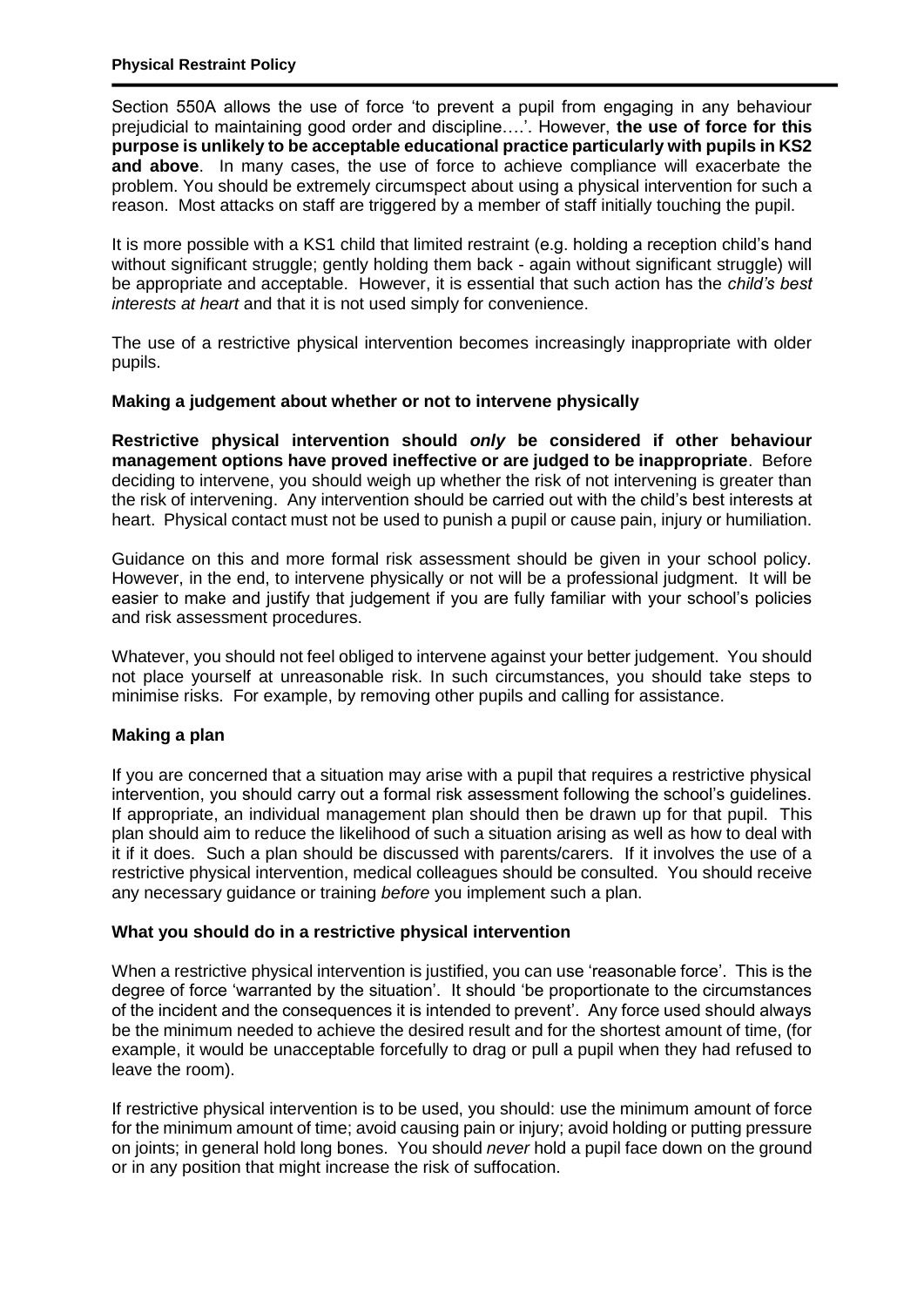Section 550A allows the use of force 'to prevent a pupil from engaging in any behaviour prejudicial to maintaining good order and discipline….'. However, **the use of force for this purpose is unlikely to be acceptable educational practice particularly with pupils in KS2 and above**. In many cases, the use of force to achieve compliance will exacerbate the problem. You should be extremely circumspect about using a physical intervention for such a reason. Most attacks on staff are triggered by a member of staff initially touching the pupil.

It is more possible with a KS1 child that limited restraint (e.g. holding a reception child's hand without significant struggle; gently holding them back - again without significant struggle) will be appropriate and acceptable. However, it is essential that such action has the *child's best interests at heart* and that it is not used simply for convenience.

The use of a restrictive physical intervention becomes increasingly inappropriate with older pupils.

**Making a judgement about whether or not to intervene physically**

**Restrictive physical intervention should *only* be considered if other behaviour management options have proved ineffective or are judged to be inappropriate**. Before deciding to intervene, you should weigh up whether the risk of not intervening is greater than the risk of intervening. Any intervention should be carried out with the child's best interests at heart. Physical contact must not be used to punish a pupil or cause pain, injury or humiliation.

Guidance on this and more formal risk assessment should be given in your school policy. However, in the end, to intervene physically or not will be a professional judgment. It will be easier to make and justify that judgement if you are fully familiar with your school's policies and risk assessment procedures.

Whatever, you should not feel obliged to intervene against your better judgement. You should not place yourself at unreasonable risk. In such circumstances, you should take steps to minimise risks. For example, by removing other pupils and calling for assistance.

**Making a plan**

If you are concerned that a situation may arise with a pupil that requires a restrictive physical intervention, you should carry out a formal risk assessment following the school's guidelines. If appropriate, an individual management plan should then be drawn up for that pupil. This plan should aim to reduce the likelihood of such a situation arising as well as how to deal with it if it does. Such a plan should be discussed with parents/carers. If it involves the use of a restrictive physical intervention, medical colleagues should be consulted. You should receive any necessary guidance or training *before* you implement such a plan.

**What you should do in a restrictive physical intervention**

When a restrictive physical intervention is justified, you can use 'reasonable force'. This is the degree of force 'warranted by the situation'. It should 'be proportionate to the circumstances of the incident and the consequences it is intended to prevent'. Any force used should always be the minimum needed to achieve the desired result and for the shortest amount of time, (for example, it would be unacceptable forcefully to drag or pull a pupil when they had refused to leave the room).

If restrictive physical intervention is to be used, you should: use the minimum amount of force for the minimum amount of time; avoid causing pain or injury; avoid holding or putting pressure on joints; in general hold long bones. You should *never* hold a pupil face down on the ground or in any position that might increase the risk of suffocation.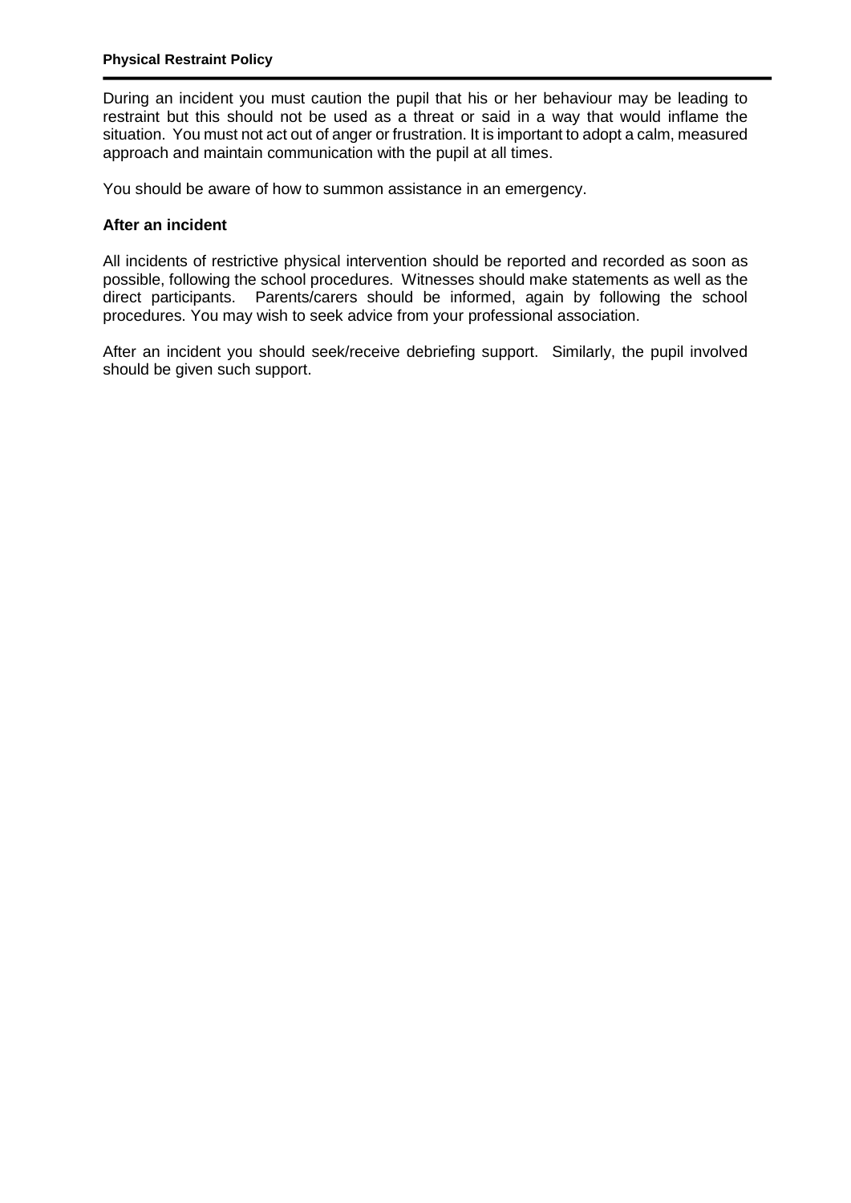During an incident you must caution the pupil that his or her behaviour may be leading to restraint but this should not be used as a threat or said in a way that would inflame the situation. You must not act out of anger or frustration. It is important to adopt a calm, measured approach and maintain communication with the pupil at all times.

You should be aware of how to summon assistance in an emergency.

**After an incident**

All incidents of restrictive physical intervention should be reported and recorded as soon as possible, following the school procedures. Witnesses should make statements as well as the direct participants. Parents/carers should be informed, again by following the school procedures. You may wish to seek advice from your professional association.

After an incident you should seek/receive debriefing support. Similarly, the pupil involved should be given such support.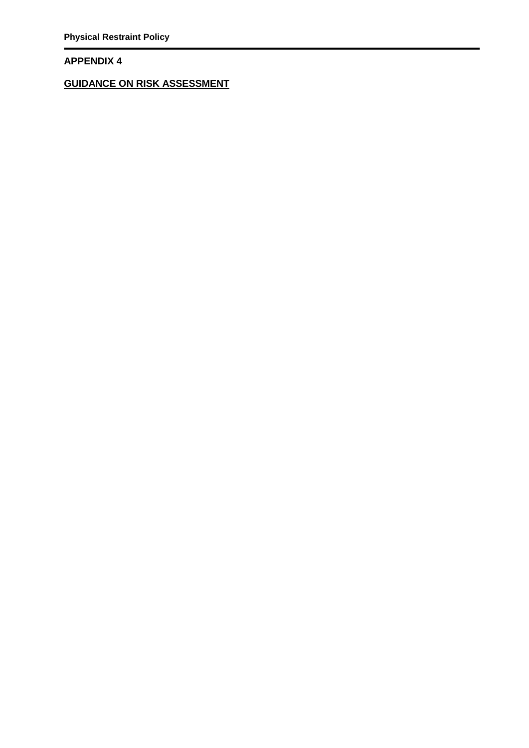## APPENDIX 4

**<u>GUIDANCE ON RISK ASSESSMENT</u>**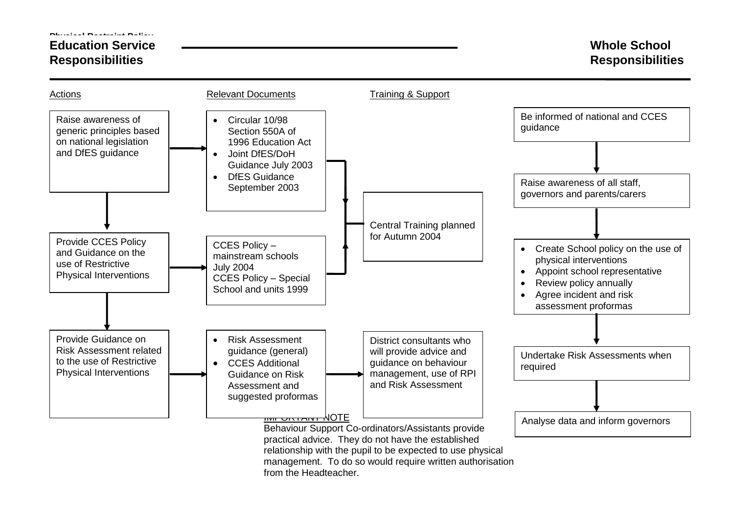## Education Service Responsibilities

## Whole School Responsibilities

| Actions | Relevant Documents | Training & Support |
|---|---|---|
| Raise awareness of generic principles based on national legislation and DfES guidance | • Circular 10/98 Section 550A of 1996 Education Act<br>• Joint DfES/DoH Guidance July 2003<br>• DfES Guidance September 2003 | Central Training planned for Autumn 2004 |
| Provide CCES Policy and Guidance on the use of Restrictive Physical Interventions | CCES Policy – mainstream schools July 2004<br>CCES Policy – Special School and units 1999 | Central Training planned for Autumn 2004 |
| Provide Guidance on Risk Assessment related to the use of Restrictive Physical Interventions | • Risk Assessment guidance (general)<br>• CCES Additional Guidance on Risk Assessment and suggested proformas | District consultants who will provide advice and guidance on behaviour management, use of RPI and Risk Assessment |

**Whole School Responsibilities:**

1. Be informed of national and CCES guidance
2. Raise awareness of all staff, governors and parents/carers
3. 
   - Create School policy on the use of physical interventions
   - Appoint school representative
   - Review policy annually
   - Agree incident and risk assessment proformas
4. Undertake Risk Assessments when required
5. Analyse data and inform governors

<u>IMPORTANT NOTE</u>
Behaviour Support Co-ordinators/Assistants provide practical advice. They do not have the established relationship with the pupil to be expected to use physical management. To do so would require written authorisation from the Headteacher.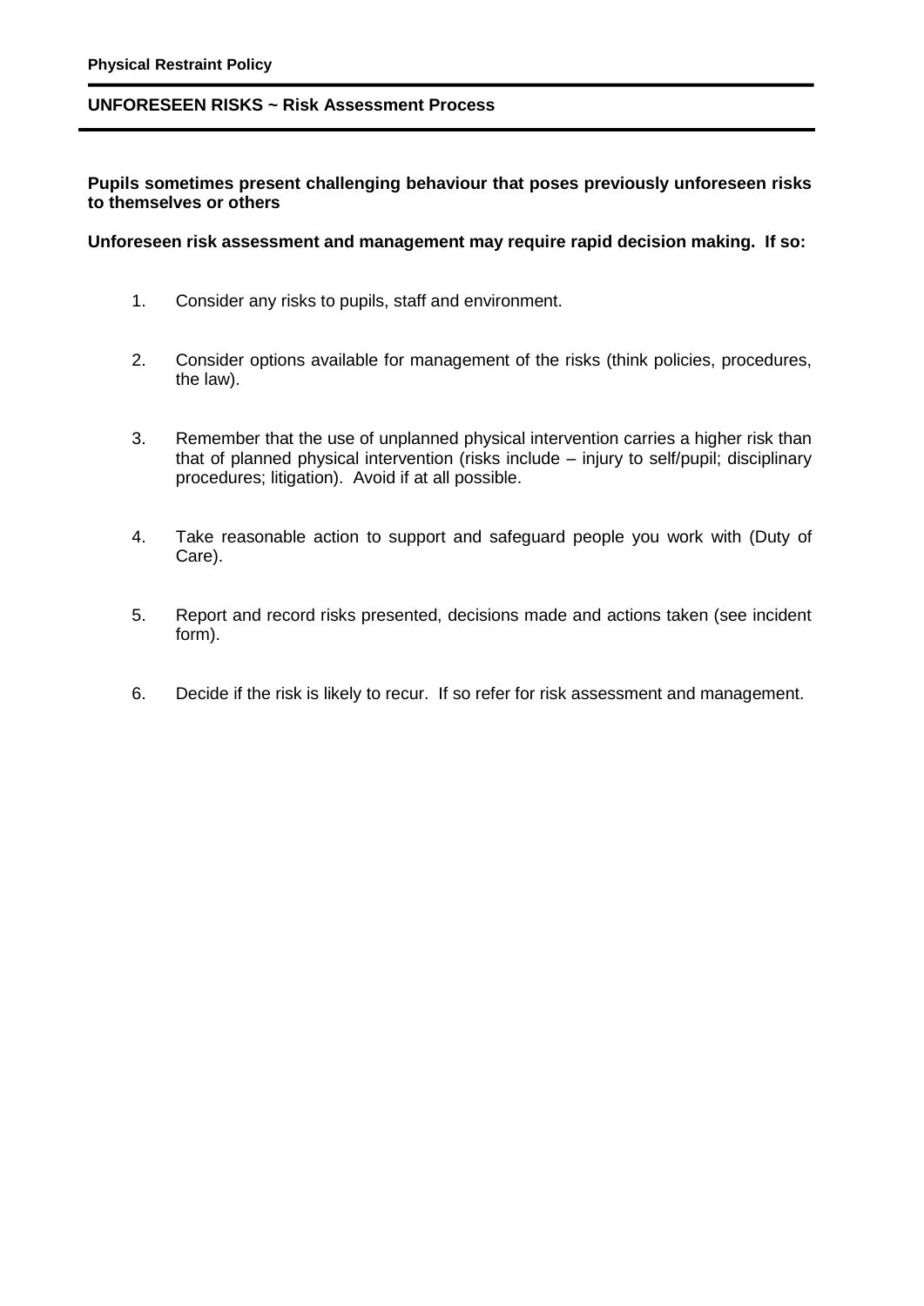## UNFORESEEN RISKS ~ Risk Assessment Process

**Pupils sometimes present challenging behaviour that poses previously unforeseen risks to themselves or others**

**Unforeseen risk assessment and management may require rapid decision making. If so:**

1. Consider any risks to pupils, staff and environment.

2. Consider options available for management of the risks (think policies, procedures, the law).

3. Remember that the use of unplanned physical intervention carries a higher risk than that of planned physical intervention (risks include – injury to self/pupil; disciplinary procedures; litigation). Avoid if at all possible.

4. Take reasonable action to support and safeguard people you work with (Duty of Care).

5. Report and record risks presented, decisions made and actions taken (see incident form).

6. Decide if the risk is likely to recur. If so refer for risk assessment and management.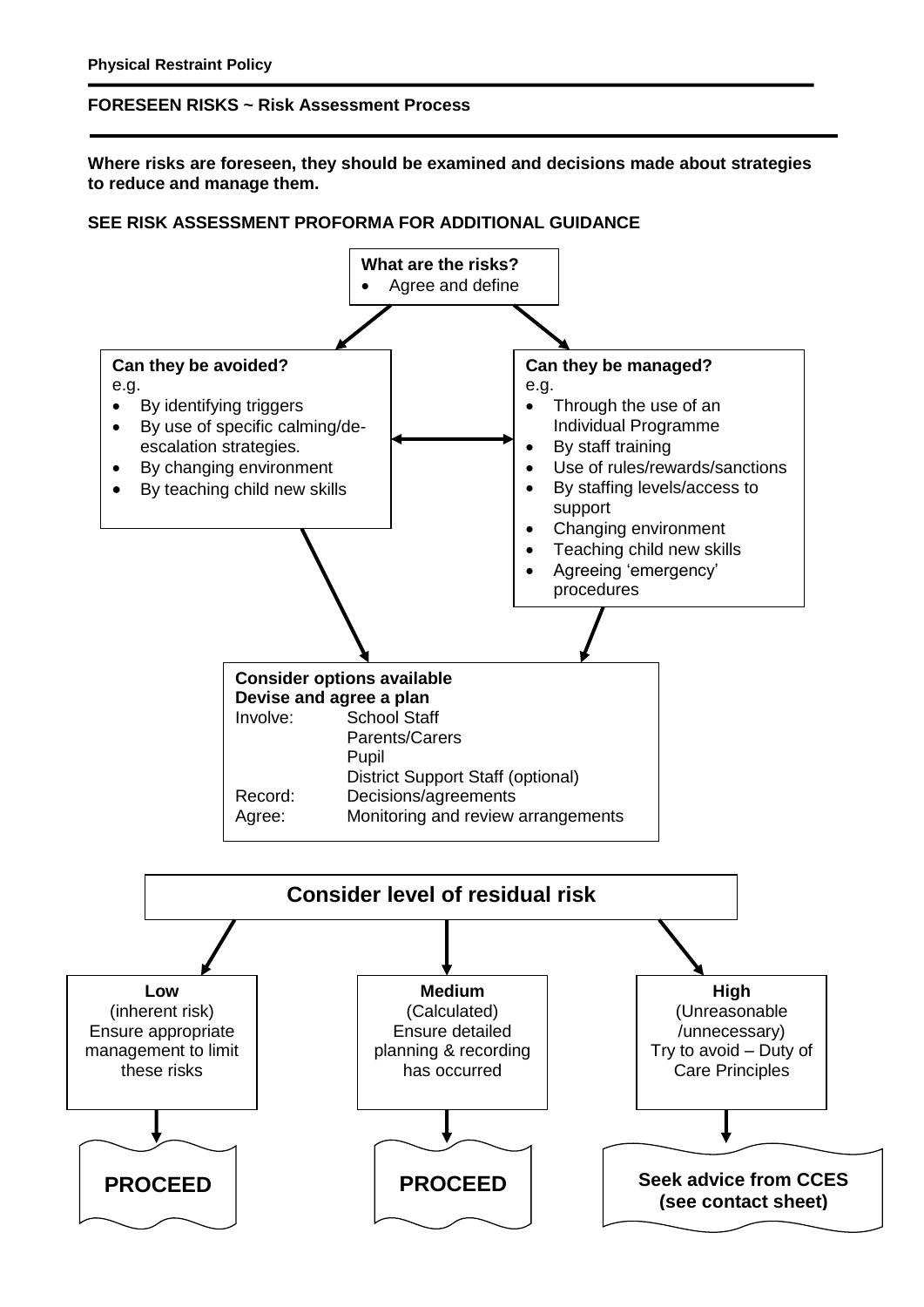**Physical Restraint Policy**

**FORESEEN RISKS ~ Risk Assessment Process**

**Where risks are foreseen, they should be examined and decisions made about strategies to reduce and manage them.**

**SEE RISK ASSESSMENT PROFORMA FOR ADDITIONAL GUIDANCE**

**What are the risks?**

- Agree and define

**Can they be avoided?**

e.g.

- By identifying triggers
- By use of specific calming/de-escalation strategies.
- By changing environment
- By teaching child new skills

**Can they be managed?**

e.g.

- Through the use of an Individual Programme
- By staff training
- Use of rules/rewards/sanctions
- By staffing levels/access to support
- Changing environment
- Teaching child new skills
- Agreeing 'emergency' procedures

**Consider options available**
**Devise and agree a plan**

Involve: School Staff
Parents/Carers
Pupil
District Support Staff (optional)

Record: Decisions/agreements

Agree: Monitoring and review arrangements

**Consider level of residual risk**

**Low**
(inherent risk)
Ensure appropriate management to limit these risks

**PROCEED**

**Medium**
(Calculated)
Ensure detailed planning & recording has occurred

**PROCEED**

**High**
(Unreasonable /unnecessary)
Try to avoid – Duty of Care Principles

**Seek advice from CCES (see contact sheet)**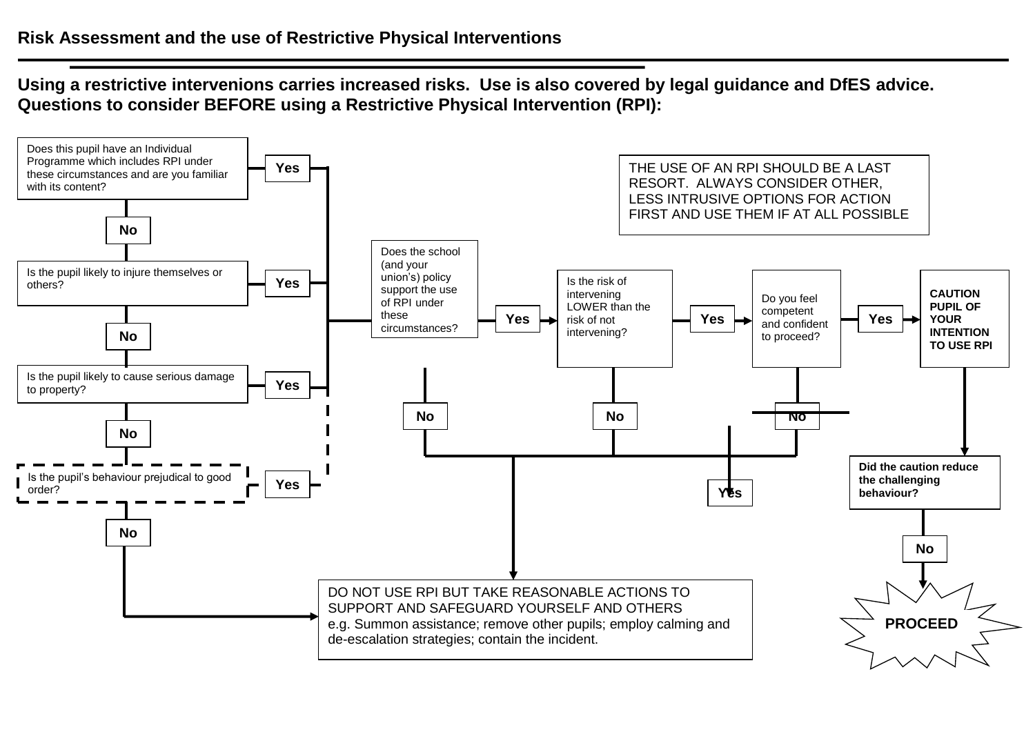## Risk Assessment and the use of Restrictive Physical Interventions

**Using a restrictive intervenions carries increased risks. Use is also covered by legal guidance and DfES advice. Questions to consider BEFORE using a Restrictive Physical Intervention (RPI):**

Does this pupil have an Individual Programme which includes RPI under these circumstances and are you familiar with its content?

**Yes** / **No**

Is the pupil likely to injure themselves or others?

**Yes** / **No**

Is the pupil likely to cause serious damage to property?

**Yes** / **No**

Is the pupil's behaviour prejudical to good order?

**Yes** / **No**

THE USE OF AN RPI SHOULD BE A LAST RESORT. ALWAYS CONSIDER OTHER, LESS INTRUSIVE OPTIONS FOR ACTION FIRST AND USE THEM IF AT ALL POSSIBLE

Does the school (and your union's) policy support the use of RPI under these circumstances?

**Yes** / **No**

Is the risk of intervening LOWER than the risk of not intervening?

**Yes** / **No**

Do you feel competent and confident to proceed?

**Yes** / **No**

**CAUTION PUPIL OF YOUR INTENTION TO USE RPI**

**Did the caution reduce the challenging behaviour?**

**Yes** / **No**

**PROCEED**

DO NOT USE RPI BUT TAKE REASONABLE ACTIONS TO SUPPORT AND SAFEGUARD YOURSELF AND OTHERS
e.g. Summon assistance; remove other pupils; employ calming and de-escalation strategies; contain the incident.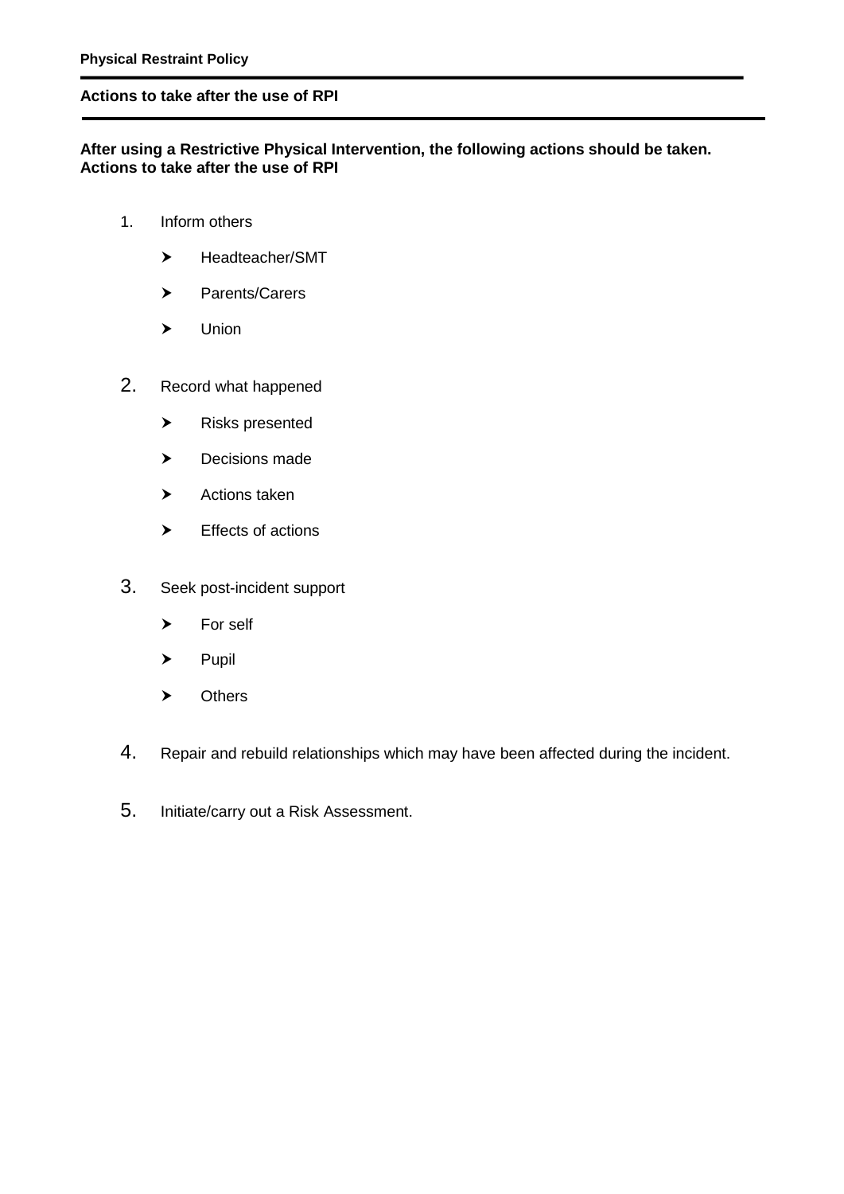## Actions to take after the use of RPI

**After using a Restrictive Physical Intervention, the following actions should be taken. Actions to take after the use of RPI**

1. Inform others
   - Headteacher/SMT
   - Parents/Carers
   - Union
2. Record what happened
   - Risks presented
   - Decisions made
   - Actions taken
   - Effects of actions
3. Seek post-incident support
   - For self
   - Pupil
   - Others
4. Repair and rebuild relationships which may have been affected during the incident.
5. Initiate/carry out a Risk Assessment.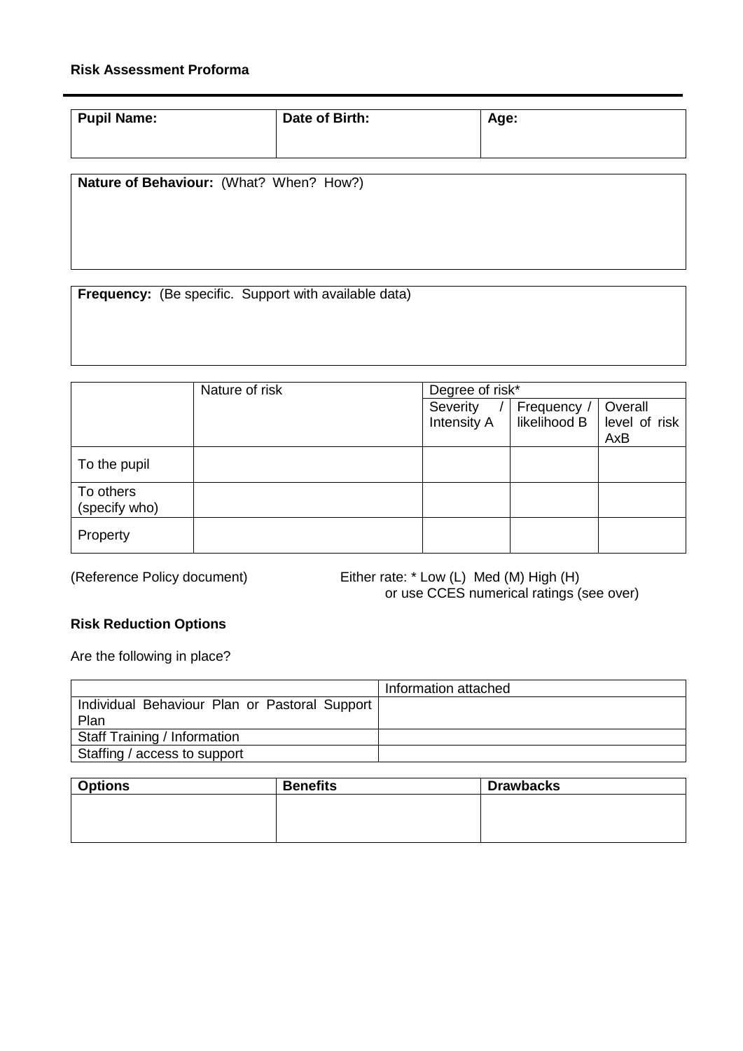**Risk Assessment Proforma**

| **Pupil Name:** | **Date of Birth:** | **Age:** |
|---|---|---|
| | | |

**Nature of Behaviour:** (What? When? How?)

**Frequency:** (Be specific. Support with available data)

| | Nature of risk | Degree of risk* | | |
|---|---|---|---|---|
| | | Severity / Intensity A | Frequency / likelihood B | Overall level of risk AxB |
| To the pupil | | | | |
| To others (specify who) | | | | |
| Property | | | | |

(Reference Policy document) Either rate: * Low (L) Med (M) High (H) or use CCES numerical ratings (see over)

**Risk Reduction Options**

Are the following in place?

| | Information attached |
|---|---|
| Individual Behaviour Plan or Pastoral Support Plan | |
| Staff Training / Information | |
| Staffing / access to support | |

| **Options** | **Benefits** | **Drawbacks** |
|---|---|---|
| | | |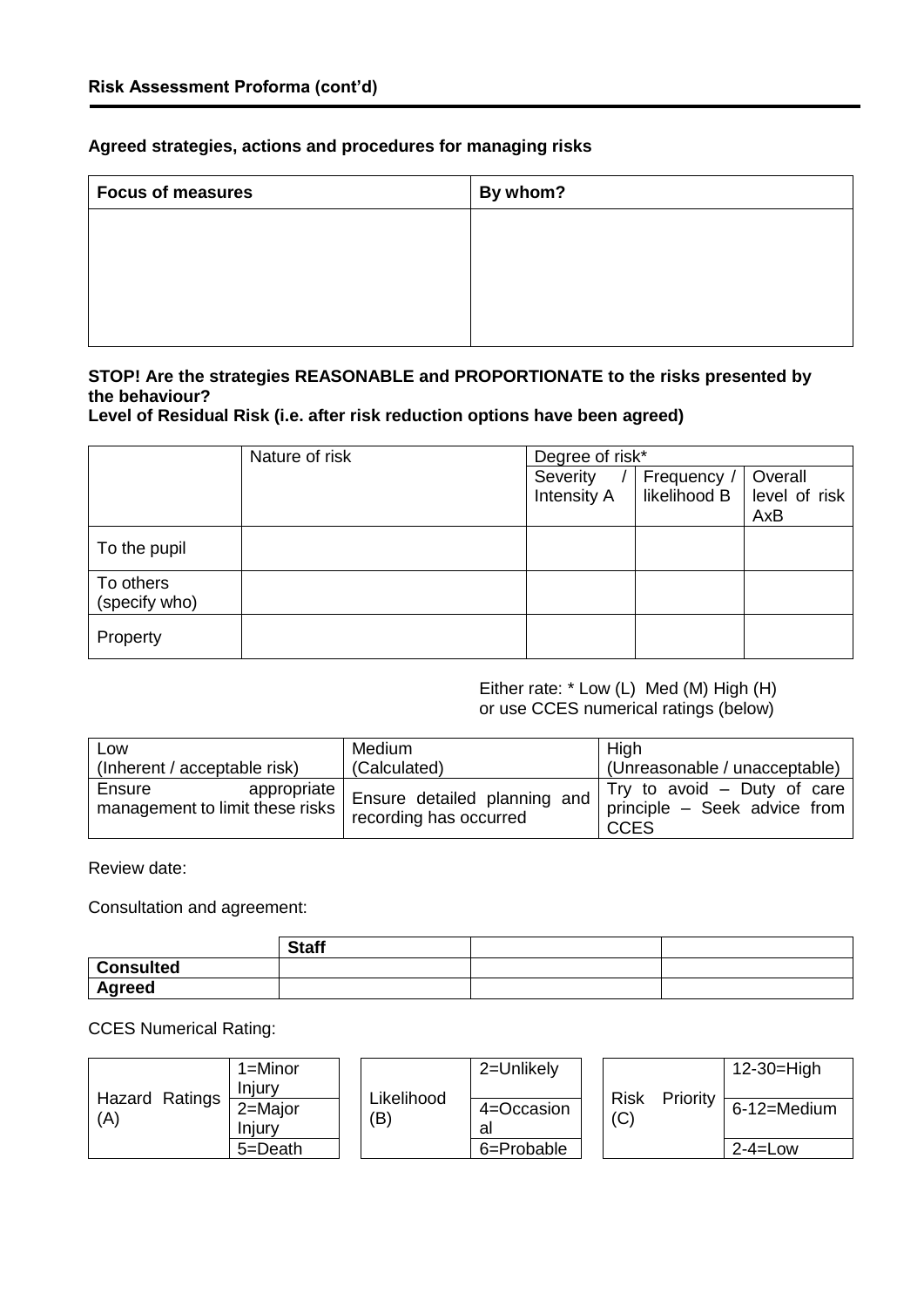**Risk Assessment Proforma (cont'd)**

**Agreed strategies, actions and procedures for managing risks**

| Focus of measures | By whom? |
|---|---|
| | |

**STOP! Are the strategies REASONABLE and PROPORTIONATE to the risks presented by the behaviour?**
**Level of Residual Risk (i.e. after risk reduction options have been agreed)**

| | Nature of risk | Degree of risk* | | |
|---|---|---|---|---|
| | | Severity / Intensity A | Frequency / likelihood B | Overall level of risk AxB |
| To the pupil | | | | |
| To others (specify who) | | | | |
| Property | | | | |

Either rate: * Low (L) Med (M) High (H)
or use CCES numerical ratings (below)

| Low (Inherent / acceptable risk) | Medium (Calculated) | High (Unreasonable / unacceptable) |
|---|---|---|
| Ensure appropriate management to limit these risks | Ensure detailed planning and recording has occurred | Try to avoid – Duty of care principle – Seek advice from CCES |

Review date:

Consultation and agreement:

| | Staff | | |
|---|---|---|---|
| **Consulted** | | | |
| **Agreed** | | | |

CCES Numerical Rating:

| Hazard Ratings (A) | |
|---|---|
| | 1=Minor Injury |
| | 2=Major Injury |
| | 5=Death |

| Likelihood (B) | |
|---|---|
| | 2=Unlikely |
| | 4=Occasional |
| | 6=Probable |

| Risk Priority (C) | |
|---|---|
| | 12-30=High |
| | 6-12=Medium |
| | 2-4=Low |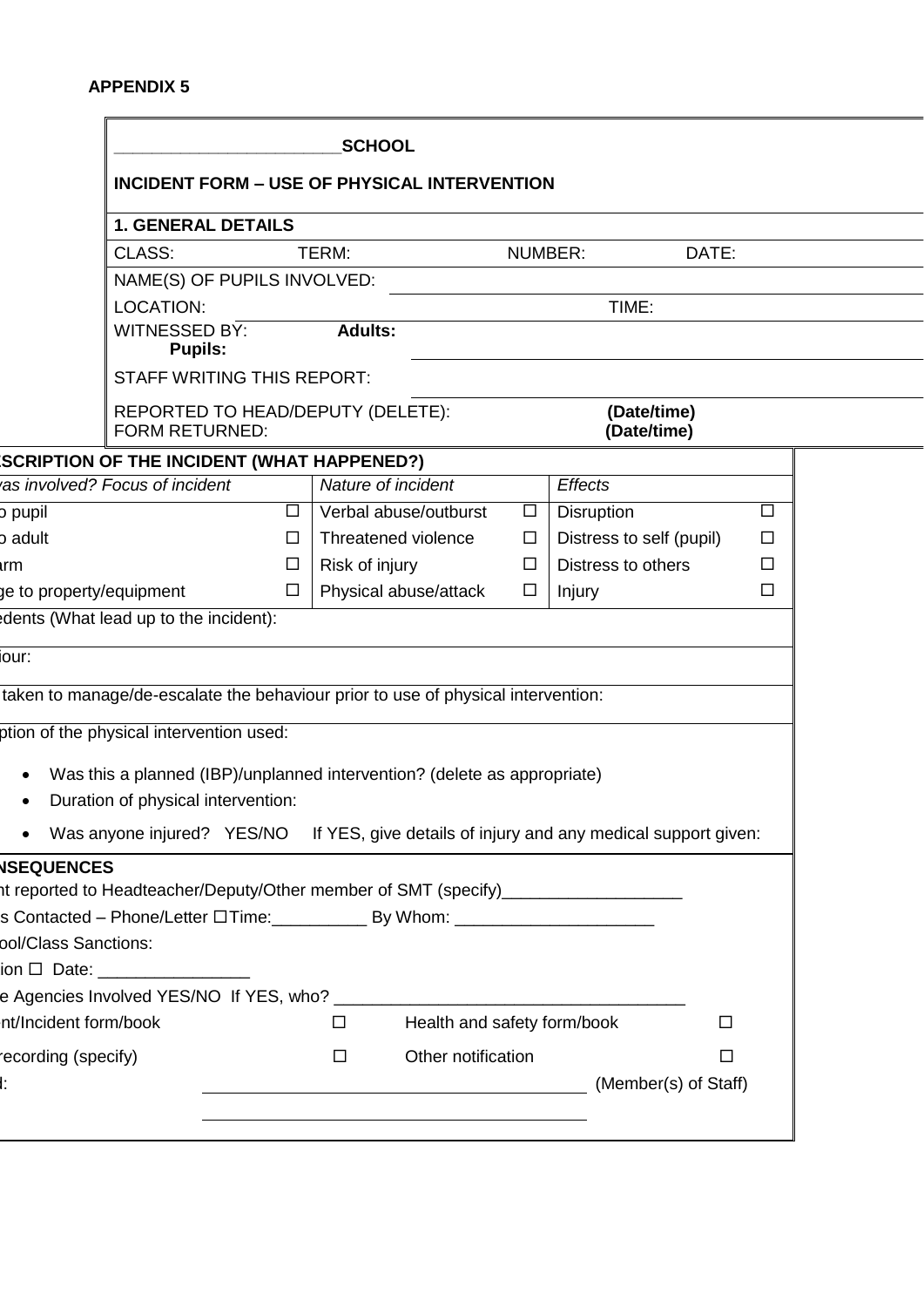**APPENDIX 5**

**\_\_\_\_\_\_\_\_\_\_\_\_\_\_\_\_\_\_\_\_\_\_\_\_SCHOOL**

**INCIDENT FORM – USE OF PHYSICAL INTERVENTION**

**1. GENERAL DETAILS**

CLASS: TERM: NUMBER: DATE:

NAME(S) OF PUPILS INVOLVED: \_\_\_\_\_\_\_\_\_\_\_\_\_\_\_\_\_\_\_\_\_\_\_\_\_\_\_\_\_\_\_\_\_\_\_\_\_\_\_\_

LOCATION: \_\_\_\_\_\_\_\_\_\_\_\_\_\_\_\_\_\_\_\_\_\_\_\_\_\_\_\_\_\_\_\_\_\_\_\_\_\_ TIME: \_\_\_\_\_\_\_\_\_\_\_\_\_\_\_\_

WITNESSED BY: **Adults:** \_\_\_\_\_\_\_\_\_\_\_\_\_\_\_\_\_\_\_\_\_\_\_\_\_\_\_\_\_\_\_\_\_\_\_\_\_\_\_\_

**Pupils:** \_\_\_\_\_\_\_\_\_\_\_\_\_\_\_\_\_\_\_\_\_\_\_\_\_\_\_\_\_\_\_\_\_\_\_\_\_\_\_\_

STAFF WRITING THIS REPORT: \_\_\_\_\_\_\_\_\_\_\_\_\_\_\_\_\_\_\_\_\_\_\_\_\_\_\_\_\_\_\_\_\_\_\_\_\_\_\_\_

REPORTED TO HEAD/DEPUTY (DELETE): **(Date/time)**

FORM RETURNED: **(Date/time)**

**ESCRIPTION OF THE INCIDENT (WHAT HAPPENED?)**

| *as involved? Focus of incident* | | *Nature of incident* | | *Effects* | |
|---|---|---|---|---|---|
| o pupil | ☐ | Verbal abuse/outburst | ☐ | Disruption | ☐ |
| o adult | ☐ | Threatened violence | ☐ | Distress to self (pupil) | ☐ |
| rm | ☐ | Risk of injury | ☐ | Distress to others | ☐ |
| ge to property/equipment | ☐ | Physical abuse/attack | ☐ | Injury | ☐ |

edents (What lead up to the incident):

iour:

taken to manage/de-escalate the behaviour prior to use of physical intervention:

ption of the physical intervention used:

- Was this a planned (IBP)/unplanned intervention? (delete as appropriate)
- Duration of physical intervention:
- Was anyone injured? YES/NO If YES, give details of injury and any medical support given:

**NSEQUENCES**

nt reported to Headteacher/Deputy/Other member of SMT (specify)\_\_\_\_\_\_\_\_\_\_\_\_\_\_\_\_\_\_\_\_

s Contacted – Phone/Letter ☐Time:\_\_\_\_\_\_\_\_\_\_ By Whom: \_\_\_\_\_\_\_\_\_\_\_\_\_\_\_\_\_\_\_\_\_\_

ool/Class Sanctions:

ion ☐ Date: \_\_\_\_\_\_\_\_\_\_\_\_\_\_\_\_\_

e Agencies Involved YES/NO If YES, who? \_\_\_\_\_\_\_\_\_\_\_\_\_\_\_\_\_\_\_\_\_\_\_\_\_\_\_\_\_\_\_\_\_\_\_\_\_\_\_

| | | | |
|---|---|---|---|
| nt/Incident form/book | ☐ | Health and safety form/book | ☐ |
| recording (specify) | ☐ | Other notification | ☐ |

d: \_\_\_\_\_\_\_\_\_\_\_\_\_\_\_\_\_\_\_\_\_\_\_\_\_\_\_\_\_\_\_\_\_\_\_\_\_\_\_\_ (Member(s) of Staff)

\_\_\_\_\_\_\_\_\_\_\_\_\_\_\_\_\_\_\_\_\_\_\_\_\_\_\_\_\_\_\_\_\_\_\_\_\_\_\_\_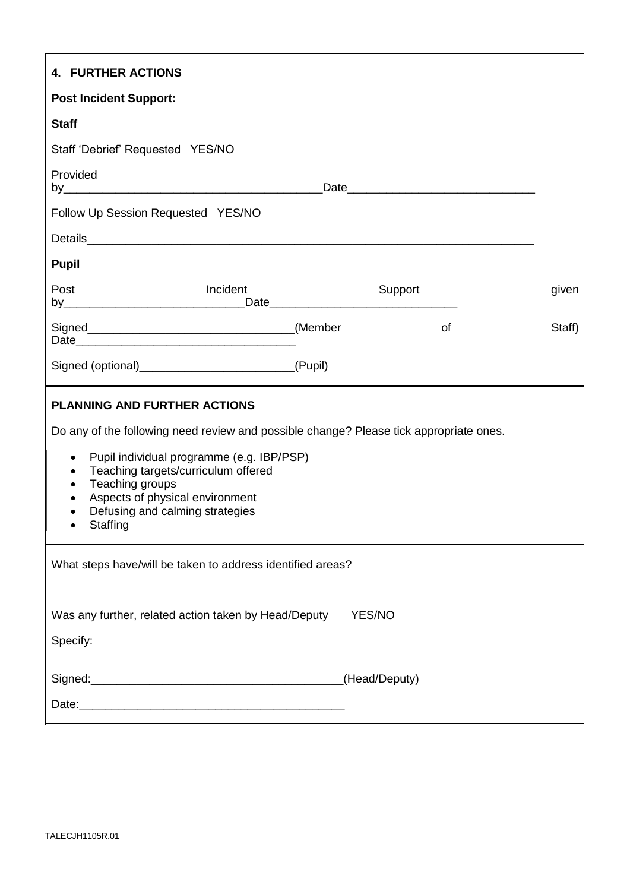## 4. FURTHER ACTIONS

**Post Incident Support:**

**Staff**

Staff 'Debrief' Requested YES/NO

Provided by_______________________________________Date_____________________________

Follow Up Session Requested YES/NO

Details_________________________________________________________________________

**Pupil**

Post Incident Support given by___________________________Date_____________________________

Signed________________________________(Member of Staff) Date__________________________________

Signed (optional)________________________(Pupil)

**PLANNING AND FURTHER ACTIONS**

Do any of the following need review and possible change? Please tick appropriate ones.

- Pupil individual programme (e.g. IBP/PSP)
- Teaching targets/curriculum offered
- Teaching groups
- Aspects of physical environment
- Defusing and calming strategies
- Staffing

What steps have/will be taken to address identified areas?

Was any further, related action taken by Head/Deputy YES/NO

Specify:

Signed:_______________________________________(Head/Deputy)

Date:_________________________________________

TALECJH1105R.01